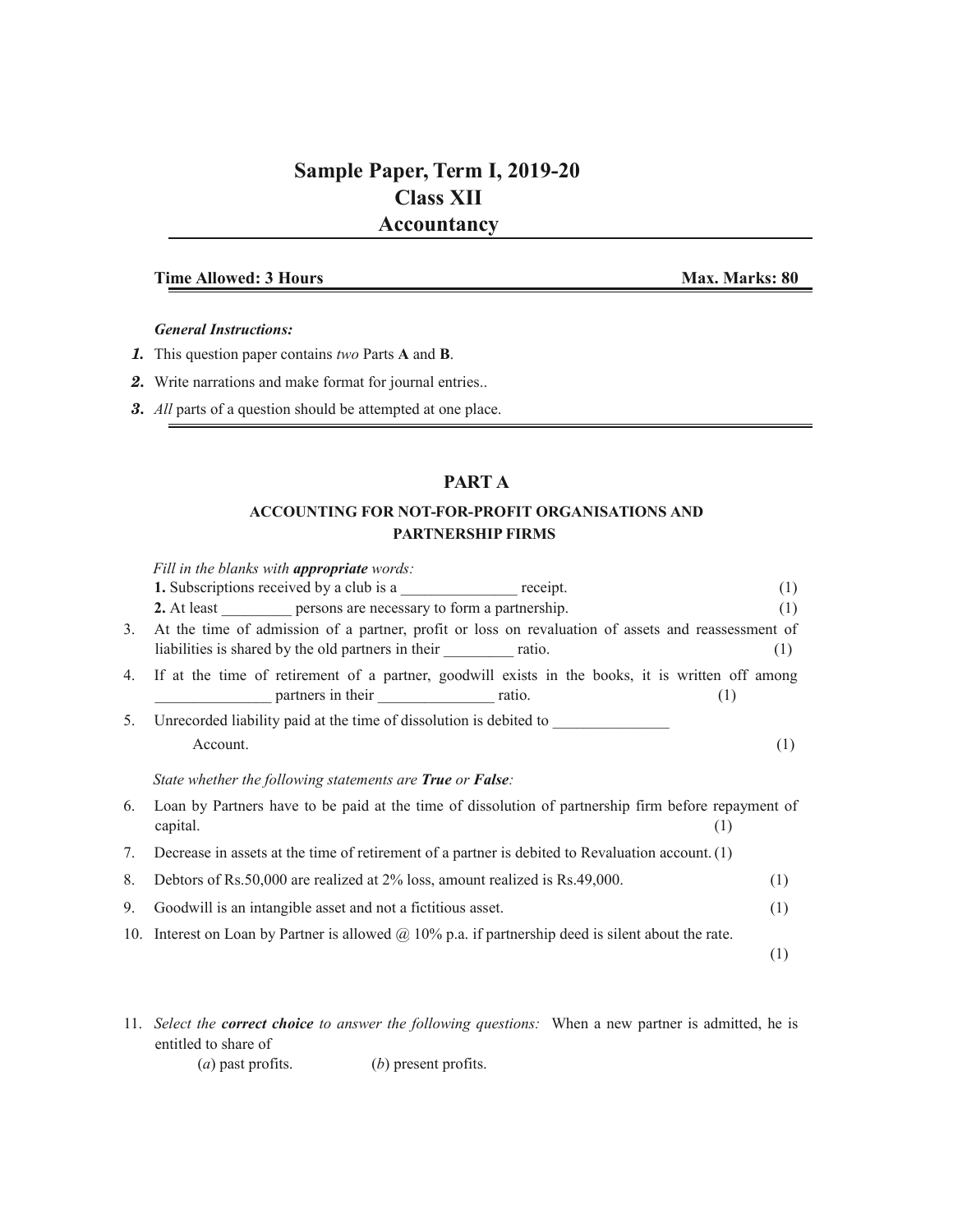# Sample Paper, Term I, 2019-20
# Class XII
# Accountancy

**Time Allowed: 3 Hours** **Max. Marks: 80**

***General Instructions:***

1. This question paper contains *two* Parts **A** and **B**.
2. Write narrations and make format for journal entries..
3. *All* parts of a question should be attempted at one place.

## PART A

### ACCOUNTING FOR NOT-FOR-PROFIT ORGANISATIONS AND PARTNERSHIP FIRMS

*Fill in the blanks with **appropriate** words:*

**1.** Subscriptions received by a club is a _______________ receipt. (1)

**2.** At least _________ persons are necessary to form a partnership. (1)

3. At the time of admission of a partner, profit or loss on revaluation of assets and reassessment of liabilities is shared by the old partners in their _________ ratio. (1)

4. If at the time of retirement of a partner, goodwill exists in the books, it is written off among _______________ partners in their _______________ ratio. (1)

5. Unrecorded liability paid at the time of dissolution is debited to _______________ Account. (1)

*State whether the following statements are **True** or **False**:*

6. Loan by Partners have to be paid at the time of dissolution of partnership firm before repayment of capital. (1)

7. Decrease in assets at the time of retirement of a partner is debited to Revaluation account. (1)

8. Debtors of Rs.50,000 are realized at 2% loss, amount realized is Rs.49,000. (1)

9. Goodwill is an intangible asset and not a fictitious asset. (1)

10. Interest on Loan by Partner is allowed @ 10% p.a. if partnership deed is silent about the rate. (1)

11. *Select the **correct choice** to answer the following questions:* When a new partner is admitted, he is entitled to share of

(*a*) past profits. (*b*) present profits.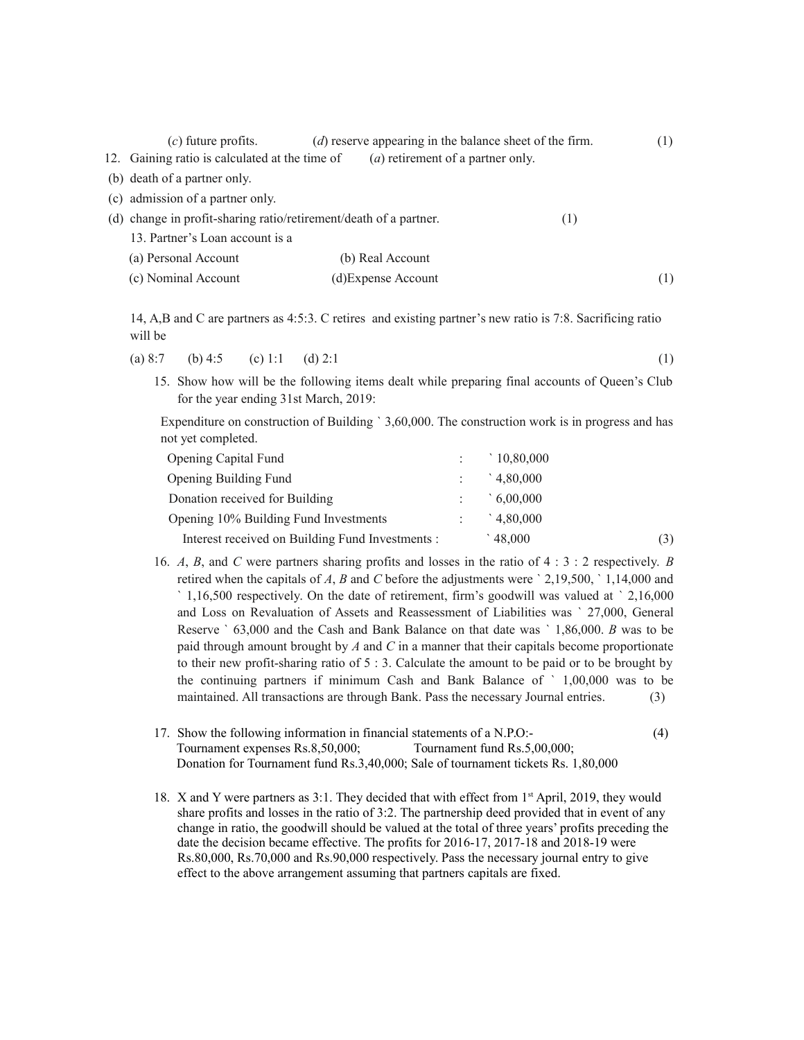(*c*) future profits. (*d*) reserve appearing in the balance sheet of the firm. (1)

12. Gaining ratio is calculated at the time of (*a*) retirement of a partner only.

(b) death of a partner only.

(c) admission of a partner only.

(d) change in profit-sharing ratio/retirement/death of a partner. (1)

13. Partner's Loan account is a

(a) Personal Account (b) Real Account

(c) Nominal Account (d)Expense Account (1)

14, A,B and C are partners as 4:5:3. C retires and existing partner's new ratio is 7:8. Sacrificing ratio will be

(a) 8:7 (b) 4:5 (c) 1:1 (d) 2:1 (1)

15. Show how will be the following items dealt while preparing final accounts of Queen's Club for the year ending 31st March, 2019:

Expenditure on construction of Building ` 3,60,000. The construction work is in progress and has not yet completed.

| | | |
|---|---|---|
| Opening Capital Fund | : | ` 10,80,000 |
| Opening Building Fund | : | ` 4,80,000 |
| Donation received for Building | : | ` 6,00,000 |
| Opening 10% Building Fund Investments | : | ` 4,80,000 |
| Interest received on Building Fund Investments | : | ` 48,000 |

(3)

16. *A*, *B*, and *C* were partners sharing profits and losses in the ratio of 4 : 3 : 2 respectively. *B* retired when the capitals of *A*, *B* and *C* before the adjustments were ` 2,19,500, ` 1,14,000 and ` 1,16,500 respectively. On the date of retirement, firm's goodwill was valued at ` 2,16,000 and Loss on Revaluation of Assets and Reassessment of Liabilities was ` 27,000, General Reserve ` 63,000 and the Cash and Bank Balance on that date was ` 1,86,000. *B* was to be paid through amount brought by *A* and *C* in a manner that their capitals become proportionate to their new profit-sharing ratio of 5 : 3. Calculate the amount to be paid or to be brought by the continuing partners if minimum Cash and Bank Balance of ` 1,00,000 was to be maintained. All transactions are through Bank. Pass the necessary Journal entries. (3)

17. Show the following information in financial statements of a N.P.O:- (4)
Tournament expenses Rs.8,50,000; Tournament fund Rs.5,00,000;
Donation for Tournament fund Rs.3,40,000; Sale of tournament tickets Rs. 1,80,000

18. X and Y were partners as 3:1. They decided that with effect from 1st April, 2019, they would share profits and losses in the ratio of 3:2. The partnership deed provided that in event of any change in ratio, the goodwill should be valued at the total of three years' profits preceding the date the decision became effective. The profits for 2016-17, 2017-18 and 2018-19 were Rs.80,000, Rs.70,000 and Rs.90,000 respectively. Pass the necessary journal entry to give effect to the above arrangement assuming that partners capitals are fixed.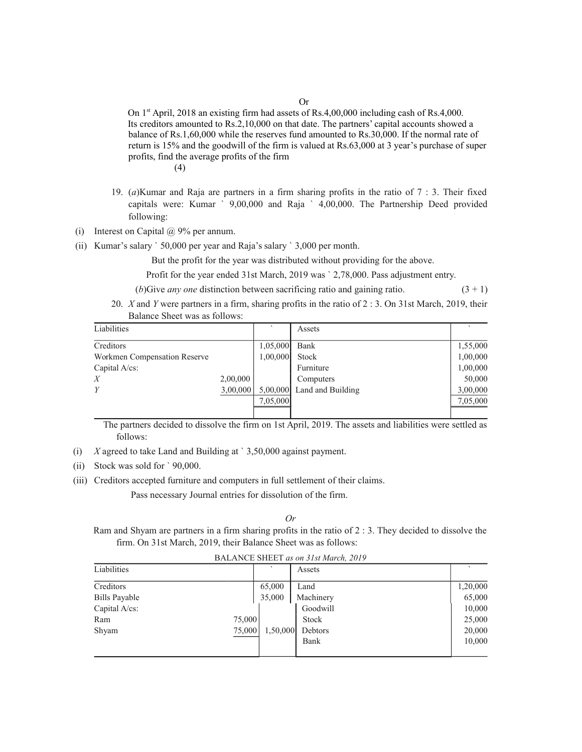Or

On 1st April, 2018 an existing firm had assets of Rs.4,00,000 including cash of Rs.4,000. Its creditors amounted to Rs.2,10,000 on that date. The partners' capital accounts showed a balance of Rs.1,60,000 while the reserves fund amounted to Rs.30,000. If the normal rate of return is 15% and the goodwill of the firm is valued at Rs.63,000 at 3 year's purchase of super profits, find the average profits of the firm

(4)

19. (*a*)Kumar and Raja are partners in a firm sharing profits in the ratio of 7 : 3. Their fixed capitals were: Kumar ` 9,00,000 and Raja ` 4,00,000. The Partnership Deed provided following:

(i) Interest on Capital @ 9% per annum.

(ii) Kumar's salary ` 50,000 per year and Raja's salary ` 3,000 per month.

But the profit for the year was distributed without providing for the above.

Profit for the year ended 31st March, 2019 was ` 2,78,000. Pass adjustment entry.

(*b*)Give *any one* distinction between sacrificing ratio and gaining ratio. (3 + 1)

20. *X* and *Y* were partners in a firm, sharing profits in the ratio of 2 : 3. On 31st March, 2019, their Balance Sheet was as follows:

| Liabilities | | ` | Assets | ` |
|---|---|---|---|---|
| Creditors | | 1,05,000 | Bank | 1,55,000 |
| Workmen Compensation Reserve | | 1,00,000 | Stock | 1,00,000 |
| Capital A/cs: | | | Furniture | 1,00,000 |
| *X* | 2,00,000 | | Computers | 50,000 |
| *Y* | 3,00,000 | 5,00,000 | Land and Building | 3,00,000 |
| | | 7,05,000 | | 7,05,000 |

The partners decided to dissolve the firm on 1st April, 2019. The assets and liabilities were settled as follows:

(i) *X* agreed to take Land and Building at ` 3,50,000 against payment.

(ii) Stock was sold for ` 90,000.

(iii) Creditors accepted furniture and computers in full settlement of their claims.

Pass necessary Journal entries for dissolution of the firm.

*Or*

Ram and Shyam are partners in a firm sharing profits in the ratio of 2 : 3. They decided to dissolve the firm. On 31st March, 2019, their Balance Sheet was as follows:

BALANCE SHEET *as on 31st March, 2019*

| Liabilities | | ` | Assets | ` |
|---|---|---|---|---|
| Creditors | | 65,000 | Land | 1,20,000 |
| Bills Payable | | 35,000 | Machinery | 65,000 |
| Capital A/cs: | | | Goodwill | 10,000 |
| Ram | 75,000 | | Stock | 25,000 |
| Shyam | 75,000 | 1,50,000 | Debtors | 20,000 |
| | | | Bank | 10,000 |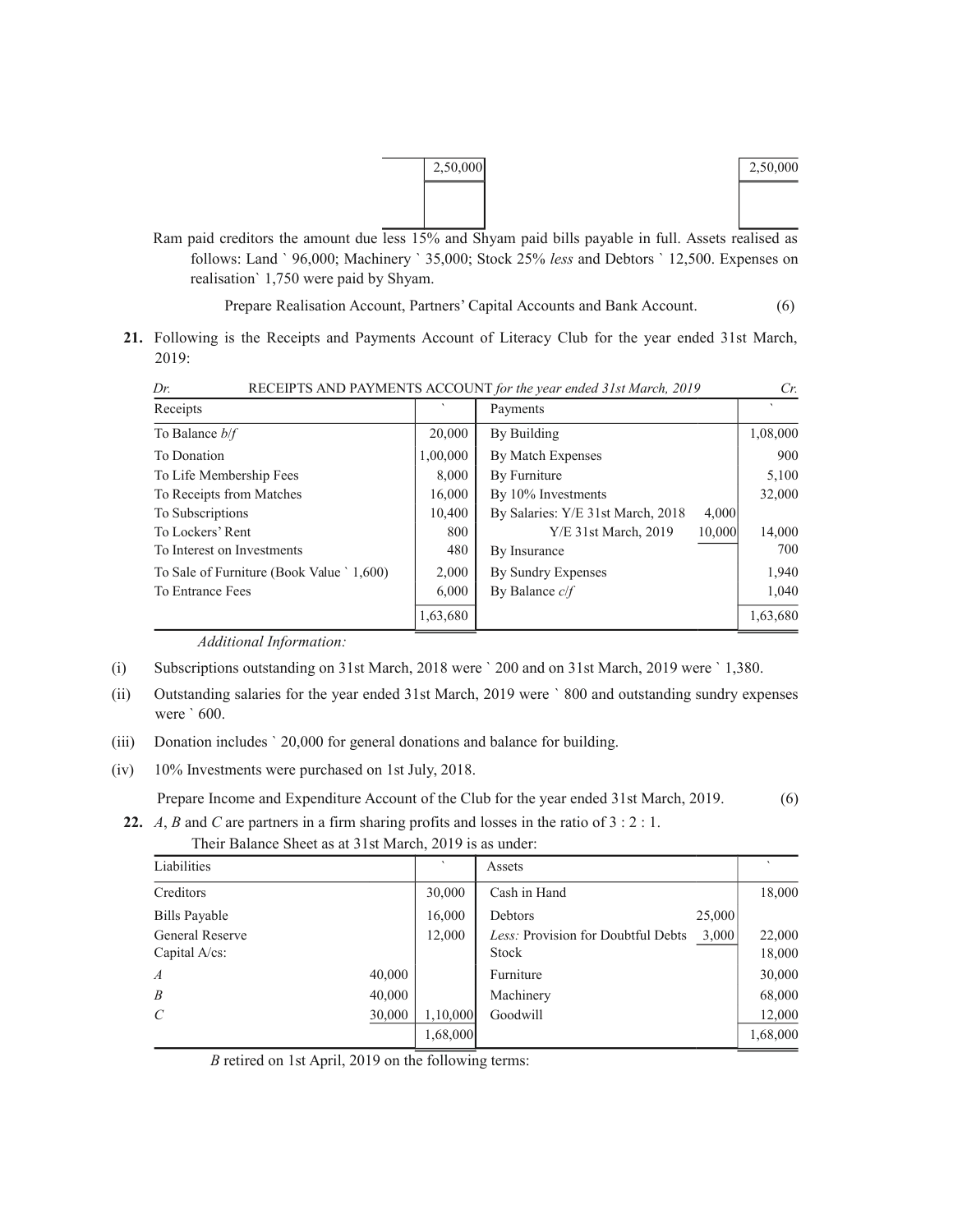| | 2,50,000 | | 2,50,000 |
|---|---|---|---|

Ram paid creditors the amount due less 15% and Shyam paid bills payable in full. Assets realised as follows: Land ` 96,000; Machinery ` 35,000; Stock 25% *less* and Debtors ` 12,500. Expenses on realisation` 1,750 were paid by Shyam.

Prepare Realisation Account, Partners' Capital Accounts and Bank Account. (6)

**21.** Following is the Receipts and Payments Account of Literacy Club for the year ended 31st March, 2019:

*Dr.* RECEIPTS AND PAYMENTS ACCOUNT *for the year ended 31st March, 2019* *Cr.*

| Receipts | ` | Payments | | ` |
|---|---|---|---|---|
| To Balance *b/f* | 20,000 | By Building | | 1,08,000 |
| To Donation | 1,00,000 | By Match Expenses | | 900 |
| To Life Membership Fees | 8,000 | By Furniture | | 5,100 |
| To Receipts from Matches | 16,000 | By 10% Investments | | 32,000 |
| To Subscriptions | 10,400 | By Salaries: Y/E 31st March, 2018 | 4,000 | |
| To Lockers' Rent | 800 | Y/E 31st March, 2019 | 10,000 | 14,000 |
| To Interest on Investments | 480 | By Insurance | | 700 |
| To Sale of Furniture (Book Value ` 1,600) | 2,000 | By Sundry Expenses | | 1,940 |
| To Entrance Fees | 6,000 | By Balance *c/f* | | 1,040 |
| | 1,63,680 | | | 1,63,680 |

*Additional Information:*

(i) Subscriptions outstanding on 31st March, 2018 were ` 200 and on 31st March, 2019 were ` 1,380.

(ii) Outstanding salaries for the year ended 31st March, 2019 were ` 800 and outstanding sundry expenses were ` 600.

(iii) Donation includes ` 20,000 for general donations and balance for building.

(iv) 10% Investments were purchased on 1st July, 2018.

Prepare Income and Expenditure Account of the Club for the year ended 31st March, 2019. (6)

**22.** *A*, *B* and *C* are partners in a firm sharing profits and losses in the ratio of 3 : 2 : 1.

Their Balance Sheet as at 31st March, 2019 is as under:

| Liabilities | | ` | Assets | | ` |
|---|---|---|---|---|---|
| Creditors | | 30,000 | Cash in Hand | | 18,000 |
| Bills Payable | | 16,000 | Debtors | 25,000 | |
| General Reserve | | 12,000 | *Less:* Provision for Doubtful Debts | 3,000 | 22,000 |
| Capital A/cs: | | | Stock | | 18,000 |
| *A* | 40,000 | | Furniture | | 30,000 |
| *B* | 40,000 | | Machinery | | 68,000 |
| *C* | 30,000 | 1,10,000 | Goodwill | | 12,000 |
| | | 1,68,000 | | | 1,68,000 |

*B* retired on 1st April, 2019 on the following terms: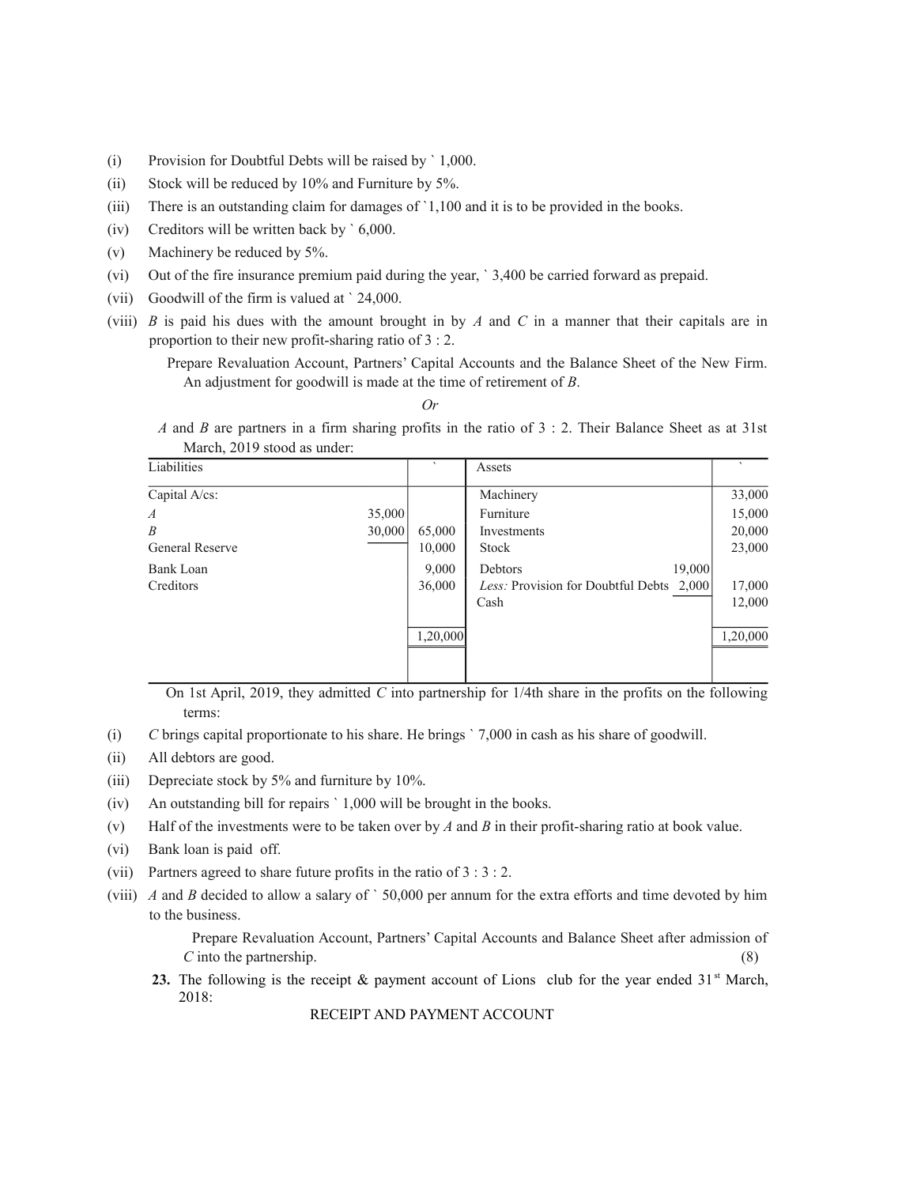(i) Provision for Doubtful Debts will be raised by ` 1,000.

(ii) Stock will be reduced by 10% and Furniture by 5%.

(iii) There is an outstanding claim for damages of `1,100 and it is to be provided in the books.

(iv) Creditors will be written back by ` 6,000.

(v) Machinery be reduced by 5%.

(vi) Out of the fire insurance premium paid during the year, ` 3,400 be carried forward as prepaid.

(vii) Goodwill of the firm is valued at ` 24,000.

(viii) *B* is paid his dues with the amount brought in by *A* and *C* in a manner that their capitals are in proportion to their new profit-sharing ratio of 3 : 2.

Prepare Revaluation Account, Partners' Capital Accounts and the Balance Sheet of the New Firm. An adjustment for goodwill is made at the time of retirement of *B*.

*Or*

*A* and *B* are partners in a firm sharing profits in the ratio of 3 : 2. Their Balance Sheet as at 31st March, 2019 stood as under:

| Liabilities | | ` | Assets | | ` |
|---|---|---|---|---|---|
| Capital A/cs: | | | Machinery | | 33,000 |
| *A* | 35,000 | | Furniture | | 15,000 |
| *B* | 30,000 | 65,000 | Investments | | 20,000 |
| General Reserve | | 10,000 | Stock | | 23,000 |
| Bank Loan | | 9,000 | Debtors | 19,000 | |
| Creditors | | 36,000 | *Less:* Provision for Doubtful Debts | 2,000 | 17,000 |
| | | | Cash | | 12,000 |
| | | 1,20,000 | | | 1,20,000 |

On 1st April, 2019, they admitted *C* into partnership for 1/4th share in the profits on the following terms:

(i) *C* brings capital proportionate to his share. He brings ` 7,000 in cash as his share of goodwill.

(ii) All debtors are good.

(iii) Depreciate stock by 5% and furniture by 10%.

(iv) An outstanding bill for repairs ` 1,000 will be brought in the books.

(v) Half of the investments were to be taken over by *A* and *B* in their profit-sharing ratio at book value.

(vi) Bank loan is paid off.

(vii) Partners agreed to share future profits in the ratio of 3 : 3 : 2.

(viii) *A* and *B* decided to allow a salary of ` 50,000 per annum for the extra efforts and time devoted by him to the business.

Prepare Revaluation Account, Partners' Capital Accounts and Balance Sheet after admission of *C* into the partnership. (8)

**23.** The following is the receipt & payment account of Lions club for the year ended 31st March, 2018:

RECEIPT AND PAYMENT ACCOUNT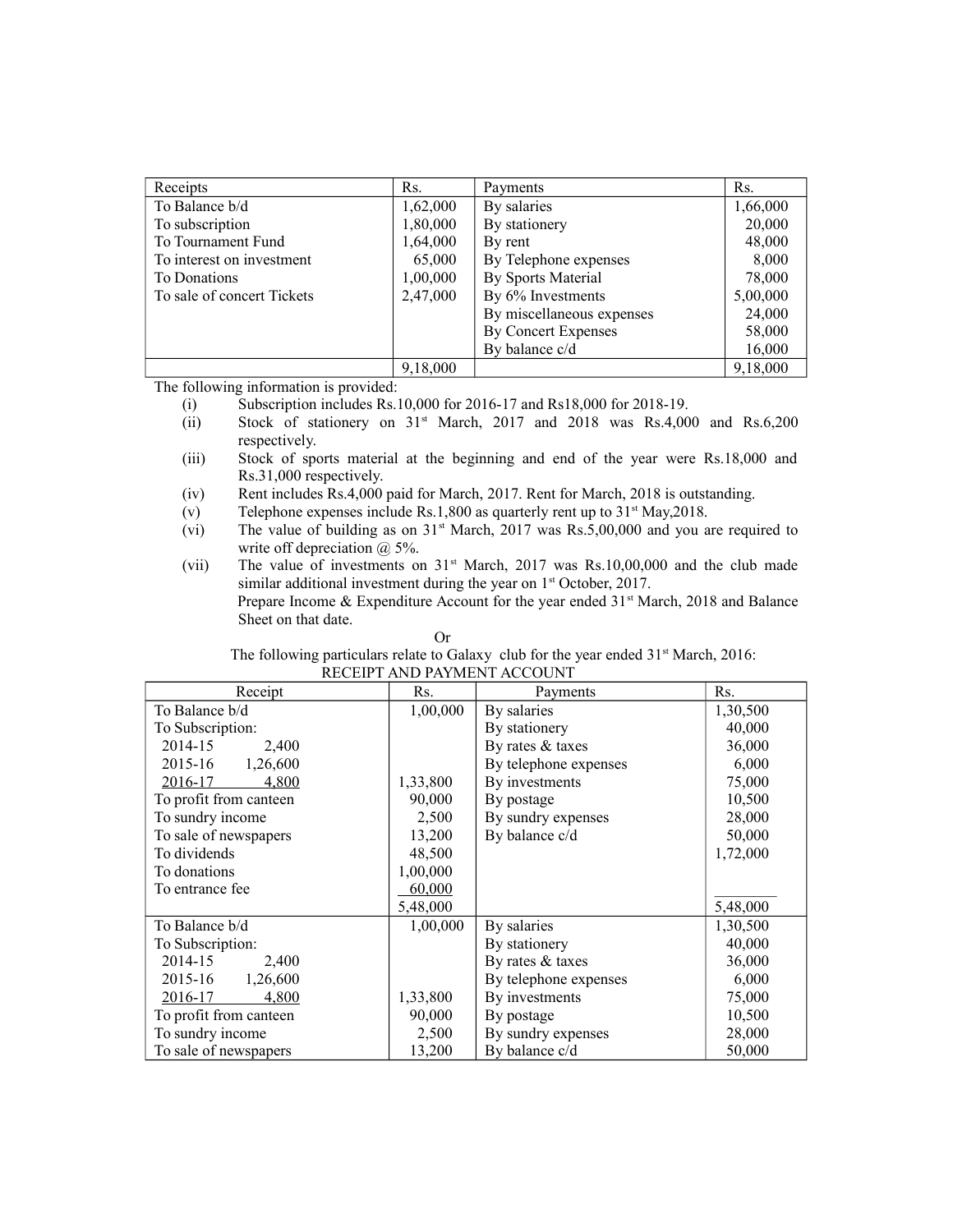| Receipts | Rs. | Payments | Rs. |
|---|---|---|---|
| To Balance b/d | 1,62,000 | By salaries | 1,66,000 |
| To subscription | 1,80,000 | By stationery | 20,000 |
| To Tournament Fund | 1,64,000 | By rent | 48,000 |
| To interest on investment | 65,000 | By Telephone expenses | 8,000 |
| To Donations | 1,00,000 | By Sports Material | 78,000 |
| To sale of concert Tickets | 2,47,000 | By 6% Investments | 5,00,000 |
| | | By miscellaneous expenses | 24,000 |
| | | By Concert Expenses | 58,000 |
| | | By balance c/d | 16,000 |
| | 9,18,000 | | 9,18,000 |

The following information is provided:

(i) Subscription includes Rs.10,000 for 2016-17 and Rs18,000 for 2018-19.

(ii) Stock of stationery on 31st March, 2017 and 2018 was Rs.4,000 and Rs.6,200 respectively.

(iii) Stock of sports material at the beginning and end of the year were Rs.18,000 and Rs.31,000 respectively.

(iv) Rent includes Rs.4,000 paid for March, 2017. Rent for March, 2018 is outstanding.

(v) Telephone expenses include Rs.1,800 as quarterly rent up to 31st May,2018.

(vi) The value of building as on 31st March, 2017 was Rs.5,00,000 and you are required to write off depreciation @ 5%.

(vii) The value of investments on 31st March, 2017 was Rs.10,00,000 and the club made similar additional investment during the year on 1st October, 2017.

Prepare Income & Expenditure Account for the year ended 31st March, 2018 and Balance Sheet on that date.

Or

The following particulars relate to Galaxy club for the year ended 31st March, 2016:

RECEIPT AND PAYMENT ACCOUNT

| Receipt | Rs. | Payments | Rs. |
|---|---|---|---|
| To Balance b/d | 1,00,000 | By salaries | 1,30,500 |
| To Subscription: | | By stationery | 40,000 |
| 2014-15 2,400 | | By rates & taxes | 36,000 |
| 2015-16 1,26,600 | | By telephone expenses | 6,000 |
| 2016-17 4,800 | 1,33,800 | By investments | 75,000 |
| To profit from canteen | 90,000 | By postage | 10,500 |
| To sundry income | 2,500 | By sundry expenses | 28,000 |
| To sale of newspapers | 13,200 | By balance c/d | 50,000 |
| To dividends | 48,500 | | 1,72,000 |
| To donations | 1,00,000 | | |
| To entrance fee | 60,000 | | |
| | 5,48,000 | | 5,48,000 |
| To Balance b/d | 1,00,000 | By salaries | 1,30,500 |
| To Subscription: | | By stationery | 40,000 |
| 2014-15 2,400 | | By rates & taxes | 36,000 |
| 2015-16 1,26,600 | | By telephone expenses | 6,000 |
| 2016-17 4,800 | 1,33,800 | By investments | 75,000 |
| To profit from canteen | 90,000 | By postage | 10,500 |
| To sundry income | 2,500 | By sundry expenses | 28,000 |
| To sale of newspapers | 13,200 | By balance c/d | 50,000 |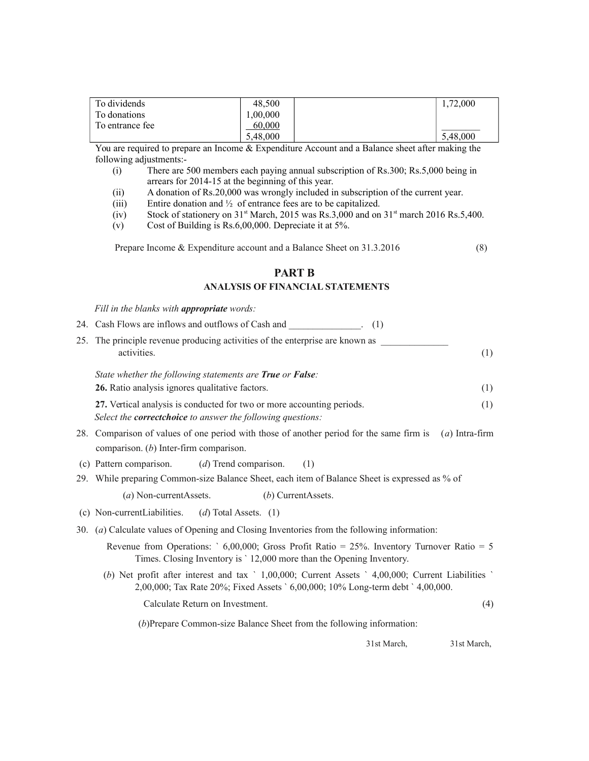| | | | |
|---|---|---|---|
| To dividends | 48,500 | | 1,72,000 |
| To donations | 1,00,000 | | |
| To entrance fee | 60,000 | | |
| | 5,48,000 | | 5,48,000 |

You are required to prepare an Income & Expenditure Account and a Balance sheet after making the following adjustments:-

(i) There are 500 members each paying annual subscription of Rs.300; Rs.5,000 being in arrears for 2014-15 at the beginning of this year.

(ii) A donation of Rs.20,000 was wrongly included in subscription of the current year.

(iii) Entire donation and ½ of entrance fees are to be capitalized.

(iv) Stock of stationery on 31st March, 2015 was Rs.3,000 and on 31st march 2016 Rs.5,400.

(v) Cost of Building is Rs.6,00,000. Depreciate it at 5%.

Prepare Income & Expenditure account and a Balance Sheet on 31.3.2016 (8)

## PART B

### ANALYSIS OF FINANCIAL STATEMENTS

*Fill in the blanks with **appropriate** words:*

24. Cash Flows are inflows and outflows of Cash and _______________. (1)

25. The principle revenue producing activities of the enterprise are known as ______________ activities. (1)

*State whether the following statements are **True** or **False**:*

**26.** Ratio analysis ignores qualitative factors. (1)

**27.** Vertical analysis is conducted for two or more accounting periods. (1)

*Select the **correctchoice** to answer the following questions:*

28. Comparison of values of one period with those of another period for the same firm is (*a*) Intra-firm comparison. (*b*) Inter-firm comparison.

(c) Pattern comparison. (*d*) Trend comparison. (1)

29. While preparing Common-size Balance Sheet, each item of Balance Sheet is expressed as % of

(*a*) Non-currentAssets. (*b*) CurrentAssets.

(c) Non-currentLiabilities. (*d*) Total Assets. (1)

30. (*a*) Calculate values of Opening and Closing Inventories from the following information:

Revenue from Operations: ` 6,00,000; Gross Profit Ratio = 25%. Inventory Turnover Ratio = 5 Times. Closing Inventory is ` 12,000 more than the Opening Inventory.

(*b*) Net profit after interest and tax ` 1,00,000; Current Assets ` 4,00,000; Current Liabilities ` 2,00,000; Tax Rate 20%; Fixed Assets ` 6,00,000; 10% Long-term debt ` 4,00,000.

Calculate Return on Investment. (4)

(*b*)Prepare Common-size Balance Sheet from the following information:

31st March, 31st March,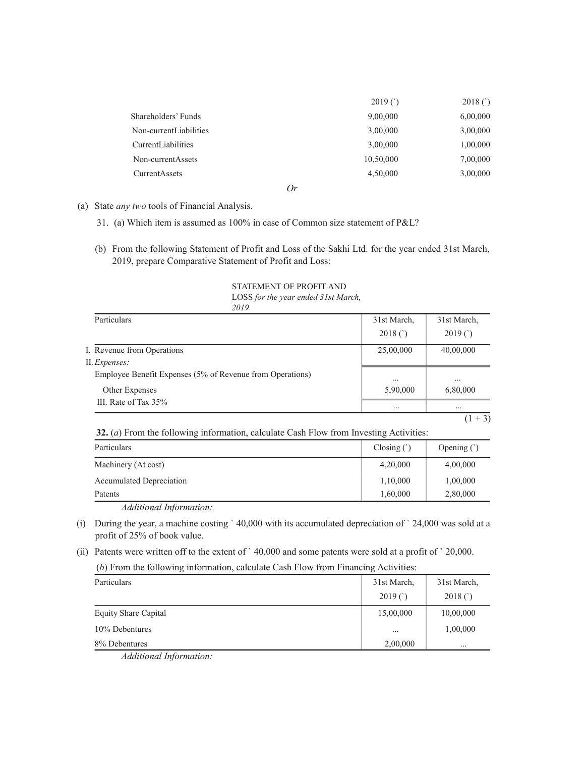| | 2019 (`) | 2018 (`) |
|---|---|---|
| Shareholders' Funds | 9,00,000 | 6,00,000 |
| Non-currentLiabilities | 3,00,000 | 3,00,000 |
| CurrentLiabilities | 3,00,000 | 1,00,000 |
| Non-currentAssets | 10,50,000 | 7,00,000 |
| CurrentAssets | 4,50,000 | 3,00,000 |

*Or*

(a) State *any two* tools of Financial Analysis.

31. (a) Which item is assumed as 100% in case of Common size statement of P&L?

(b) From the following Statement of Profit and Loss of the Sakhi Ltd. for the year ended 31st March, 2019, prepare Comparative Statement of Profit and Loss:

STATEMENT OF PROFIT AND LOSS *for the year ended 31st March, 2019*

| Particulars | 31st March, 2018 (`) | 31st March, 2019 (`) |
|---|---|---|
| I. Revenue from Operations | 25,00,000 | 40,00,000 |
| II. *Expenses:* | | |
| Employee Benefit Expenses (5% of Revenue from Operations) | ... | ... |
| Other Expenses | 5,90,000 | 6,80,000 |
| III. Rate of Tax 35% | ... | ... |

(1 + 3)

**32.** (*a*) From the following information, calculate Cash Flow from Investing Activities:

| Particulars | Closing (`) | Opening (`) |
|---|---|---|
| Machinery (At cost) | 4,20,000 | 4,00,000 |
| Accumulated Depreciation | 1,10,000 | 1,00,000 |
| Patents | 1,60,000 | 2,80,000 |

*Additional Information:*

(i) During the year, a machine costing ` 40,000 with its accumulated depreciation of ` 24,000 was sold at a profit of 25% of book value.

(ii) Patents were written off to the extent of ` 40,000 and some patents were sold at a profit of ` 20,000.

(*b*) From the following information, calculate Cash Flow from Financing Activities:

| Particulars | 31st March, 2019 (`) | 31st March, 2018 (`) |
|---|---|---|
| Equity Share Capital | 15,00,000 | 10,00,000 |
| 10% Debentures | ... | 1,00,000 |
| 8% Debentures | 2,00,000 | ... |

*Additional Information:*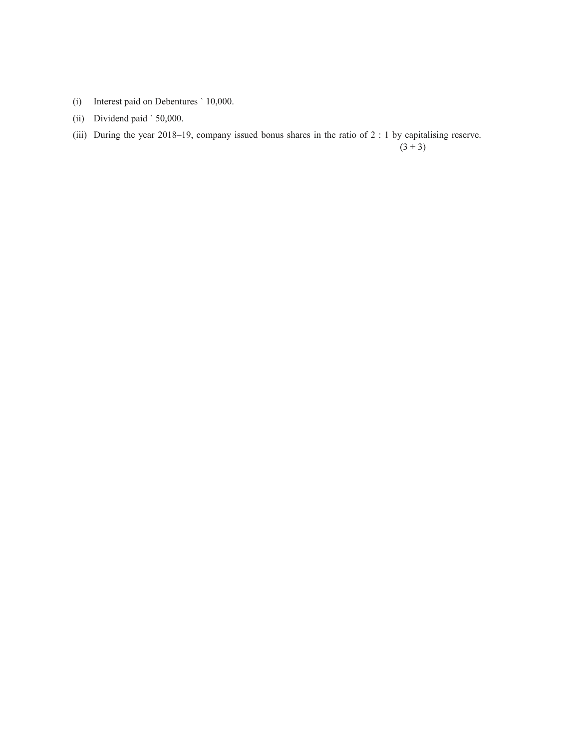(i) Interest paid on Debentures ` 10,000.

(ii) Dividend paid ` 50,000.

(iii) During the year 2018–19, company issued bonus shares in the ratio of 2 : 1 by capitalising reserve.

(3 + 3)